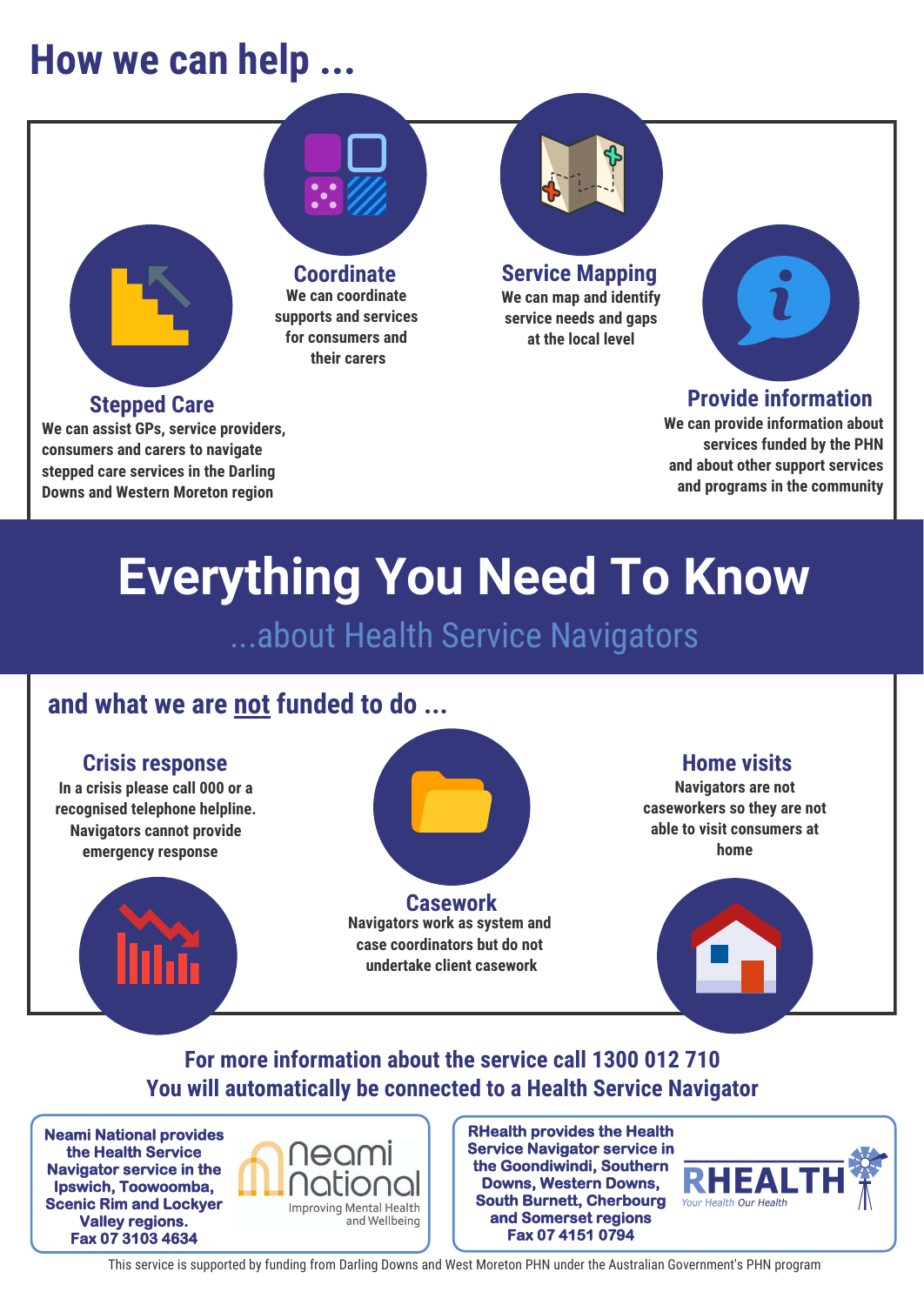# How we can help ...

### Coordinate

We can coordinate supports and services for consumers and their carers

### Service Mapping

We can map and identify service needs and gaps at the local level

### Stepped Care

We can assist GPs, service providers, consumers and carers to navigate stepped care services in the Darling Downs and Western Moreton region

### Provide information

We can provide information about services funded by the PHN and about other support services and programs in the community

# Everything You Need To Know

## ...about Health Service Navigators

## and what we are not funded to do ...

### Crisis response

In a crisis please call 000 or a recognised telephone helpline. Navigators cannot provide emergency response

### Casework

Navigators work as system and case coordinators but do not undertake client casework

### Home visits

Navigators are not caseworkers so they are not able to visit consumers at home

**For more information about the service call 1300 012 710**
**You will automatically be connected to a Health Service Navigator**

**Neami National provides the Health Service Navigator service in the Ipswich, Toowoomba, Scenic Rim and Lockyer Valley regions.**
**Fax 07 3103 4634**

neami national — Improving Mental Health and Wellbeing

**RHealth provides the Health Service Navigator service in the Goondiwindi, Southern Downs, Western Downs, South Burnett, Cherbourg and Somerset regions**
**Fax 07 4151 0794**

RHEALTH — Your Health Our Health

This service is supported by funding from Darling Downs and West Moreton PHN under the Australian Government's PHN program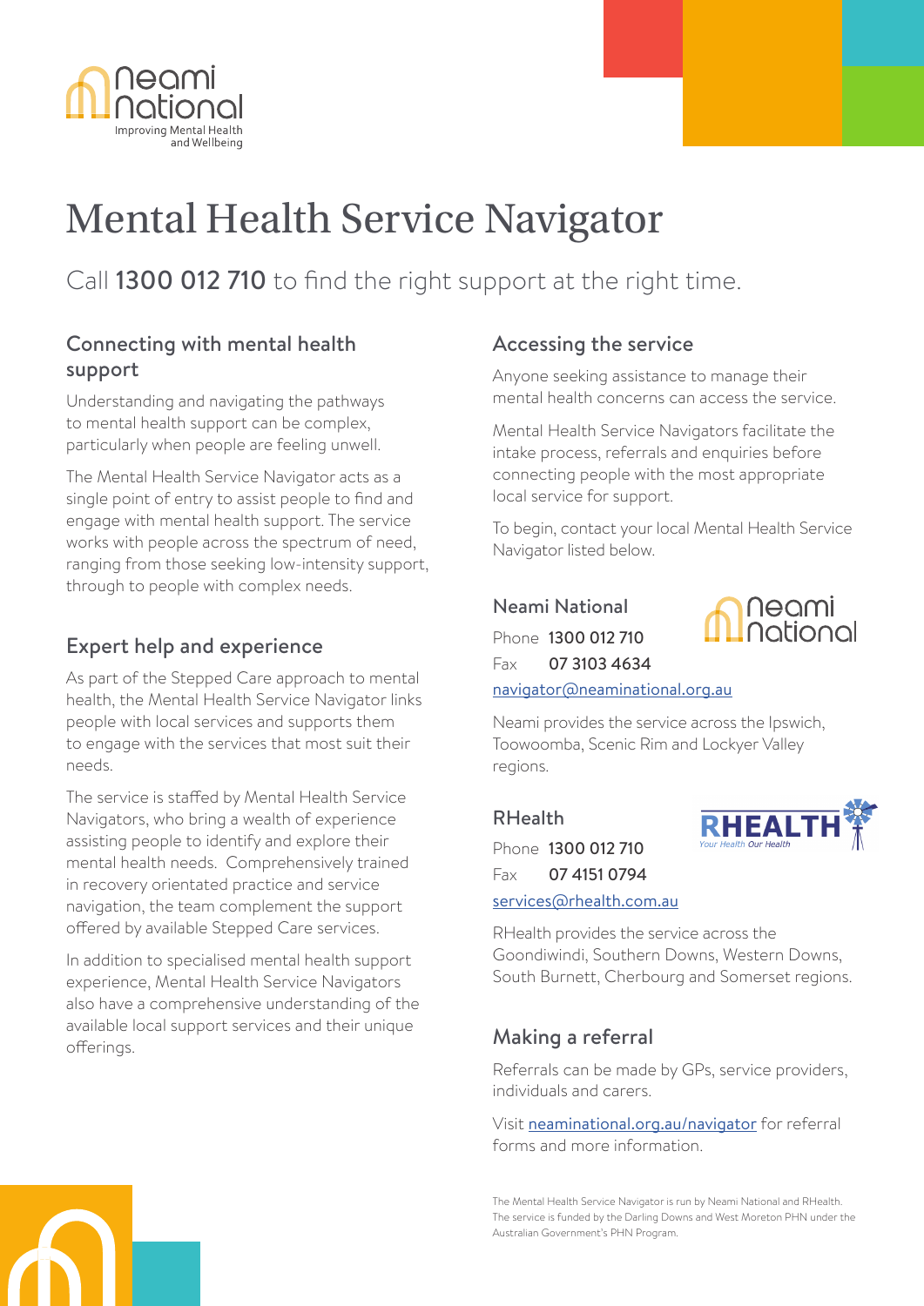Neami National

Improving Mental Health and Wellbeing

# Mental Health Service Navigator

Call **1300 012 710** to find the right support at the right time.

## Connecting with mental health support

Understanding and navigating the pathways to mental health support can be complex, particularly when people are feeling unwell.

The Mental Health Service Navigator acts as a single point of entry to assist people to find and engage with mental health support. The service works with people across the spectrum of need, ranging from those seeking low-intensity support, through to people with complex needs.

## Expert help and experience

As part of the Stepped Care approach to mental health, the Mental Health Service Navigator links people with local services and supports them to engage with the services that most suit their needs.

The service is staffed by Mental Health Service Navigators, who bring a wealth of experience assisting people to identify and explore their mental health needs. Comprehensively trained in recovery orientated practice and service navigation, the team complement the support offered by available Stepped Care services.

In addition to specialised mental health support experience, Mental Health Service Navigators also have a comprehensive understanding of the available local support services and their unique offerings.

## Accessing the service

Anyone seeking assistance to manage their mental health concerns can access the service.

Mental Health Service Navigators facilitate the intake process, referrals and enquiries before connecting people with the most appropriate local service for support.

To begin, contact your local Mental Health Service Navigator listed below.

### Neami National

Phone **1300 012 710**
Fax **07 3103 4634**
navigator@neaminational.org.au

Neami provides the service across the Ipswich, Toowoomba, Scenic Rim and Lockyer Valley regions.

### RHealth

Phone **1300 012 710**
Fax **07 4151 0794**
services@rhealth.com.au

RHealth provides the service across the Goondiwindi, Southern Downs, Western Downs, South Burnett, Cherbourg and Somerset regions.

## Making a referral

Referrals can be made by GPs, service providers, individuals and carers.

Visit neaminational.org.au/navigator for referral forms and more information.

The Mental Health Service Navigator is run by Neami National and RHealth. The service is funded by the Darling Downs and West Moreton PHN under the Australian Government's PHN Program.